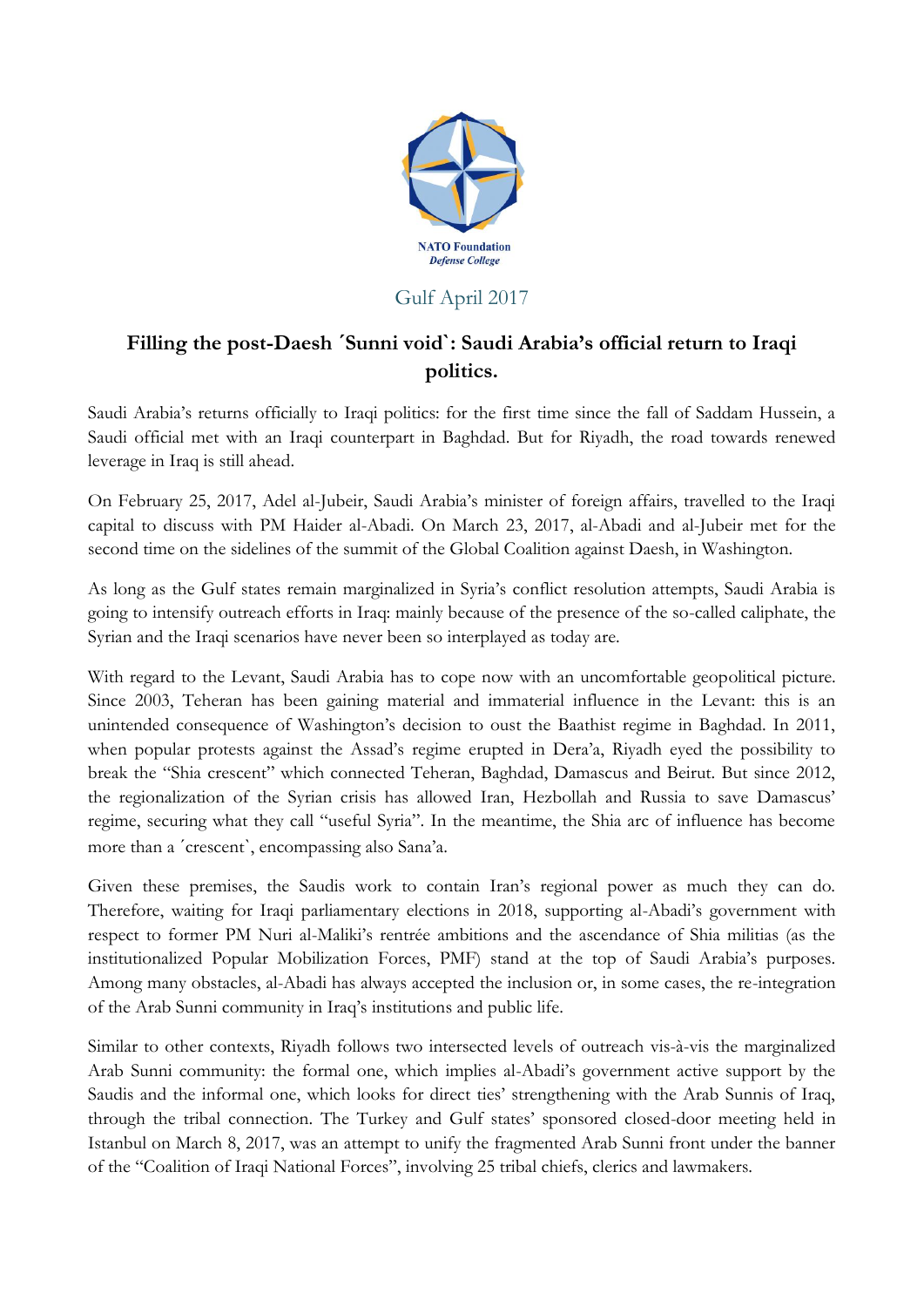NATO Foundation
*Defense College*

Gulf April 2017

## Filling the post-Daesh ´Sunni void`: Saudi Arabia's official return to Iraqi politics.

Saudi Arabia's returns officially to Iraqi politics: for the first time since the fall of Saddam Hussein, a Saudi official met with an Iraqi counterpart in Baghdad. But for Riyadh, the road towards renewed leverage in Iraq is still ahead.

On February 25, 2017, Adel al-Jubeir, Saudi Arabia's minister of foreign affairs, travelled to the Iraqi capital to discuss with PM Haider al-Abadi. On March 23, 2017, al-Abadi and al-Jubeir met for the second time on the sidelines of the summit of the Global Coalition against Daesh, in Washington.

As long as the Gulf states remain marginalized in Syria's conflict resolution attempts, Saudi Arabia is going to intensify outreach efforts in Iraq: mainly because of the presence of the so-called caliphate, the Syrian and the Iraqi scenarios have never been so interplayed as today are.

With regard to the Levant, Saudi Arabia has to cope now with an uncomfortable geopolitical picture. Since 2003, Teheran has been gaining material and immaterial influence in the Levant: this is an unintended consequence of Washington's decision to oust the Baathist regime in Baghdad. In 2011, when popular protests against the Assad's regime erupted in Dera'a, Riyadh eyed the possibility to break the "Shia crescent" which connected Teheran, Baghdad, Damascus and Beirut. But since 2012, the regionalization of the Syrian crisis has allowed Iran, Hezbollah and Russia to save Damascus' regime, securing what they call "useful Syria". In the meantime, the Shia arc of influence has become more than a ´crescent`, encompassing also Sana'a.

Given these premises, the Saudis work to contain Iran's regional power as much they can do. Therefore, waiting for Iraqi parliamentary elections in 2018, supporting al-Abadi's government with respect to former PM Nuri al-Maliki's rentrée ambitions and the ascendance of Shia militias (as the institutionalized Popular Mobilization Forces, PMF) stand at the top of Saudi Arabia's purposes. Among many obstacles, al-Abadi has always accepted the inclusion or, in some cases, the re-integration of the Arab Sunni community in Iraq's institutions and public life.

Similar to other contexts, Riyadh follows two intersected levels of outreach vis-à-vis the marginalized Arab Sunni community: the formal one, which implies al-Abadi's government active support by the Saudis and the informal one, which looks for direct ties' strengthening with the Arab Sunnis of Iraq, through the tribal connection. The Turkey and Gulf states' sponsored closed-door meeting held in Istanbul on March 8, 2017, was an attempt to unify the fragmented Arab Sunni front under the banner of the "Coalition of Iraqi National Forces", involving 25 tribal chiefs, clerics and lawmakers.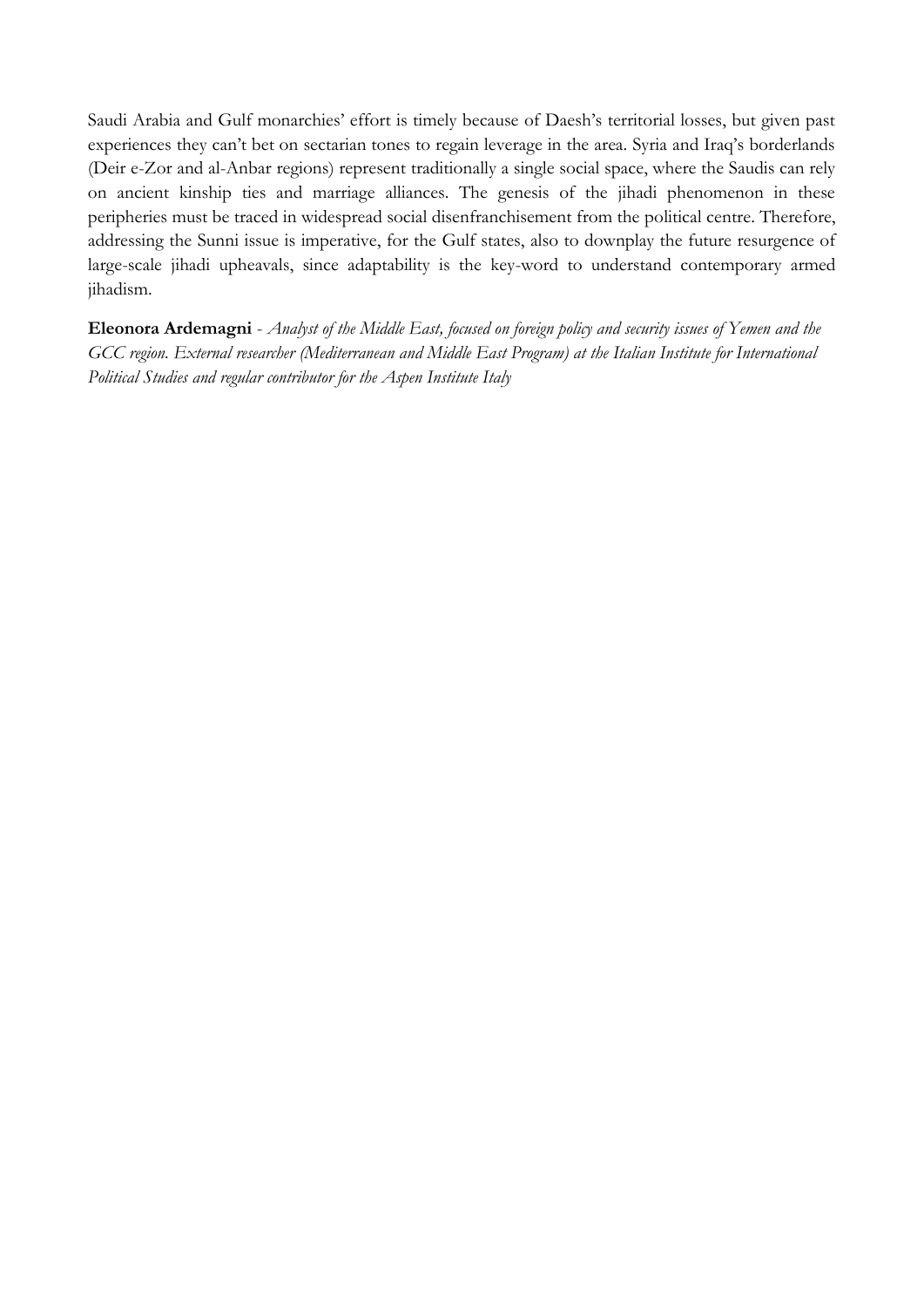Saudi Arabia and Gulf monarchies' effort is timely because of Daesh's territorial losses, but given past experiences they can't bet on sectarian tones to regain leverage in the area. Syria and Iraq's borderlands (Deir e-Zor and al-Anbar regions) represent traditionally a single social space, where the Saudis can rely on ancient kinship ties and marriage alliances. The genesis of the jihadi phenomenon in these peripheries must be traced in widespread social disenfranchisement from the political centre. Therefore, addressing the Sunni issue is imperative, for the Gulf states, also to downplay the future resurgence of large-scale jihadi upheavals, since adaptability is the key-word to understand contemporary armed jihadism.

**Eleonora Ardemagni** - *Analyst of the Middle East, focused on foreign policy and security issues of Yemen and the GCC region. External researcher (Mediterranean and Middle East Program) at the Italian Institute for International Political Studies and regular contributor for the Aspen Institute Italy*